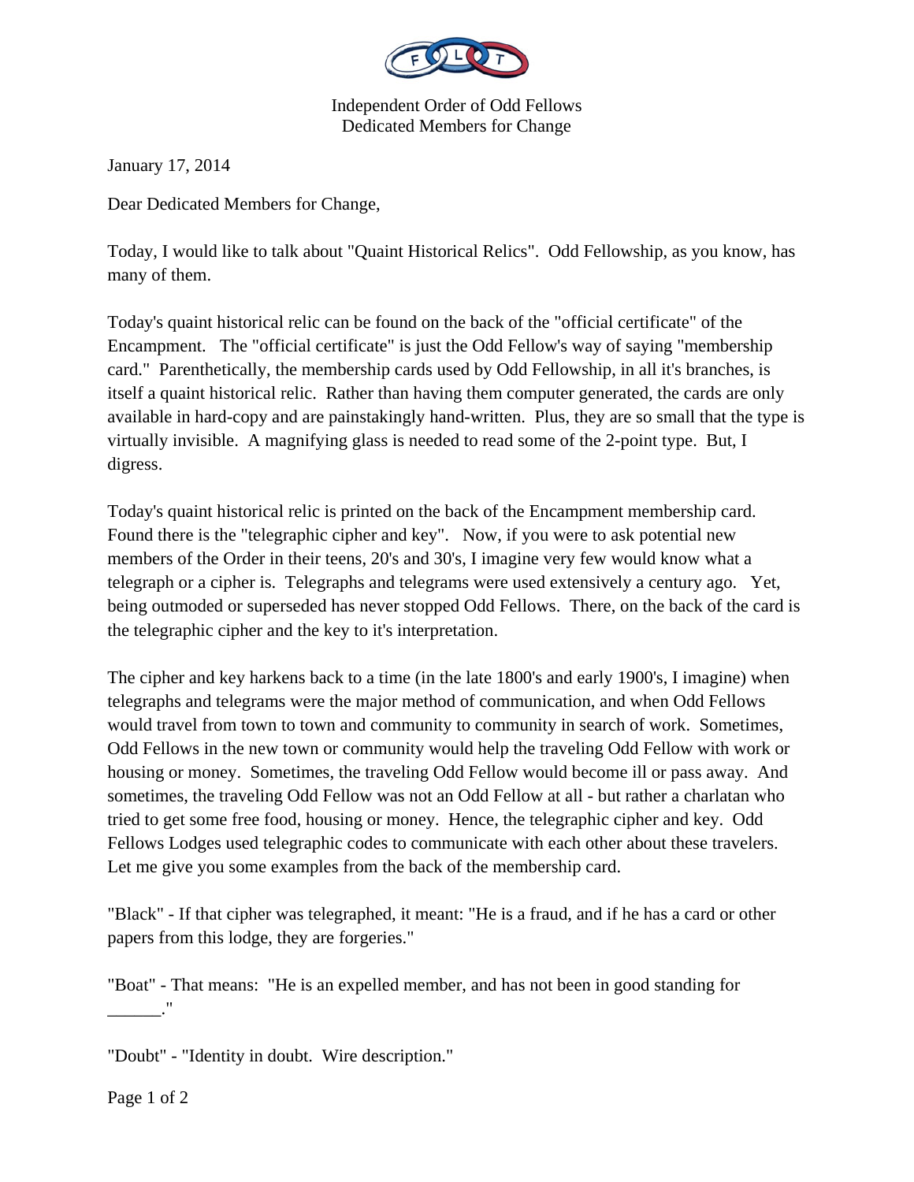Independent Order of Odd Fellows
Dedicated Members for Change

January 17, 2014

Dear Dedicated Members for Change,

Today, I would like to talk about "Quaint Historical Relics". Odd Fellowship, as you know, has many of them.

Today's quaint historical relic can be found on the back of the "official certificate" of the Encampment. The "official certificate" is just the Odd Fellow's way of saying "membership card." Parenthetically, the membership cards used by Odd Fellowship, in all it's branches, is itself a quaint historical relic. Rather than having them computer generated, the cards are only available in hard-copy and are painstakingly hand-written. Plus, they are so small that the type is virtually invisible. A magnifying glass is needed to read some of the 2-point type. But, I digress.

Today's quaint historical relic is printed on the back of the Encampment membership card. Found there is the "telegraphic cipher and key". Now, if you were to ask potential new members of the Order in their teens, 20's and 30's, I imagine very few would know what a telegraph or a cipher is. Telegraphs and telegrams were used extensively a century ago. Yet, being outmoded or superseded has never stopped Odd Fellows. There, on the back of the card is the telegraphic cipher and the key to it's interpretation.

The cipher and key harkens back to a time (in the late 1800's and early 1900's, I imagine) when telegraphs and telegrams were the major method of communication, and when Odd Fellows would travel from town to town and community to community in search of work. Sometimes, Odd Fellows in the new town or community would help the traveling Odd Fellow with work or housing or money. Sometimes, the traveling Odd Fellow would become ill or pass away. And sometimes, the traveling Odd Fellow was not an Odd Fellow at all - but rather a charlatan who tried to get some free food, housing or money. Hence, the telegraphic cipher and key. Odd Fellows Lodges used telegraphic codes to communicate with each other about these travelers. Let me give you some examples from the back of the membership card.

"Black" - If that cipher was telegraphed, it meant: "He is a fraud, and if he has a card or other papers from this lodge, they are forgeries."

"Boat" - That means: "He is an expelled member, and has not been in good standing for ______."

"Doubt" - "Identity in doubt. Wire description."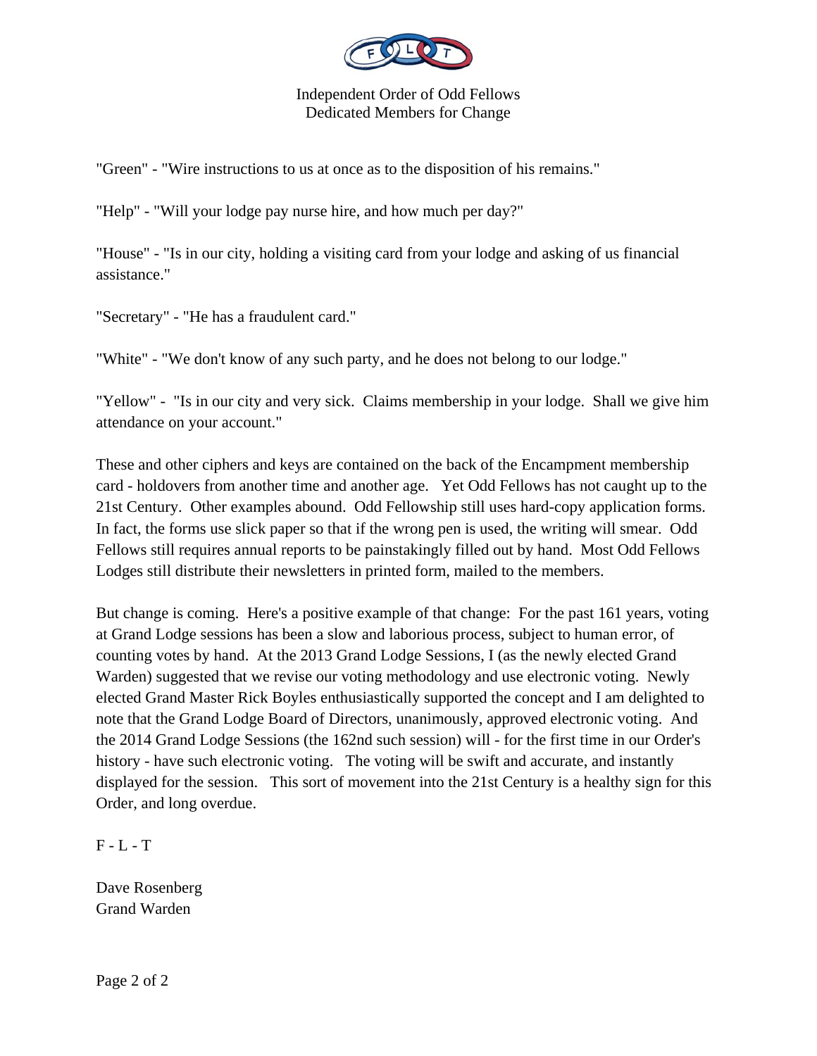Independent Order of Odd Fellows
Dedicated Members for Change

"Green" - "Wire instructions to us at once as to the disposition of his remains."

"Help" - "Will your lodge pay nurse hire, and how much per day?"

"House" - "Is in our city, holding a visiting card from your lodge and asking of us financial assistance."

"Secretary" - "He has a fraudulent card."

"White" - "We don't know of any such party, and he does not belong to our lodge."

"Yellow" - "Is in our city and very sick. Claims membership in your lodge. Shall we give him attendance on your account."

These and other ciphers and keys are contained on the back of the Encampment membership card - holdovers from another time and another age. Yet Odd Fellows has not caught up to the 21st Century. Other examples abound. Odd Fellowship still uses hard-copy application forms. In fact, the forms use slick paper so that if the wrong pen is used, the writing will smear. Odd Fellows still requires annual reports to be painstakingly filled out by hand. Most Odd Fellows Lodges still distribute their newsletters in printed form, mailed to the members.

But change is coming. Here's a positive example of that change: For the past 161 years, voting at Grand Lodge sessions has been a slow and laborious process, subject to human error, of counting votes by hand. At the 2013 Grand Lodge Sessions, I (as the newly elected Grand Warden) suggested that we revise our voting methodology and use electronic voting. Newly elected Grand Master Rick Boyles enthusiastically supported the concept and I am delighted to note that the Grand Lodge Board of Directors, unanimously, approved electronic voting. And the 2014 Grand Lodge Sessions (the 162nd such session) will - for the first time in our Order's history - have such electronic voting. The voting will be swift and accurate, and instantly displayed for the session. This sort of movement into the 21st Century is a healthy sign for this Order, and long overdue.

F - L - T

Dave Rosenberg
Grand Warden